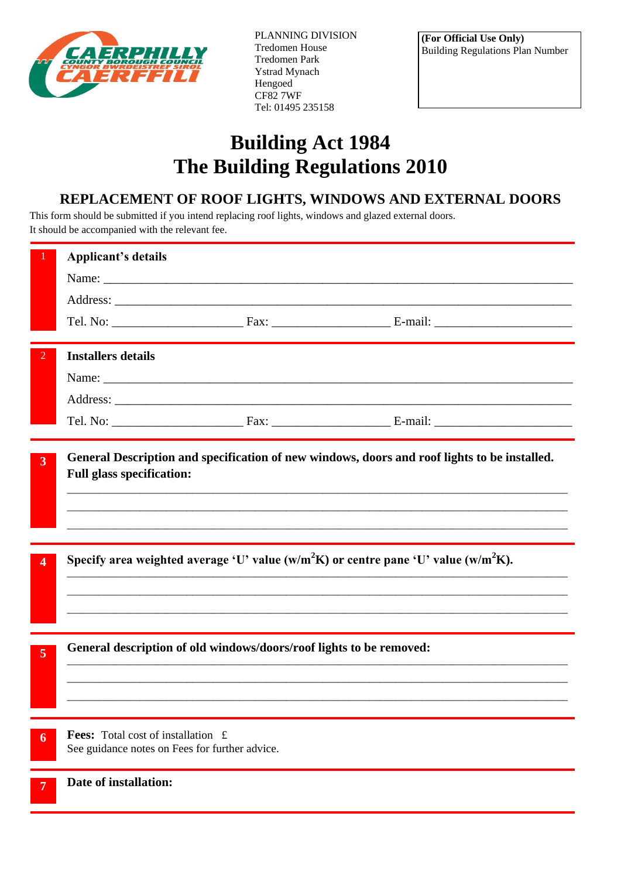CAERPHILLY COUNTY BOROUGH COUNCIL
CYNGOR BWRDEISTREF SIROL CAERFFILI

PLANNING DIVISION
Tredomen House
Tredomen Park
Ystrad Mynach
Hengoed
CF82 7WF
Tel: 01495 235158

**(For Official Use Only)**
Building Regulations Plan Number

# Building Act 1984
# The Building Regulations 2010

## REPLACEMENT OF ROOF LIGHTS, WINDOWS AND EXTERNAL DOORS

This form should be submitted if you intend replacing roof lights, windows and glazed external doors.
It should be accompanied with the relevant fee.

**1 Applicant's details**

Name: ______________________________

Address: ______________________________

Tel. No: ____________ Fax: ____________ E-mail: ____________

**2 Installers details**

Name: ______________________________

Address: ______________________________

Tel. No: ____________ Fax: ____________ E-mail: ____________

**3 General Description and specification of new windows, doors and roof lights to be installed. Full glass specification:**

______________________________

______________________________

______________________________

**4 Specify area weighted average 'U' value (w/m$^2$K) or centre pane 'U' value (w/m$^2$K).**

______________________________

______________________________

______________________________

**5 General description of old windows/doors/roof lights to be removed:**

______________________________

______________________________

______________________________

**6 Fees:** Total cost of installation £
See guidance notes on Fees for further advice.

**7 Date of installation:**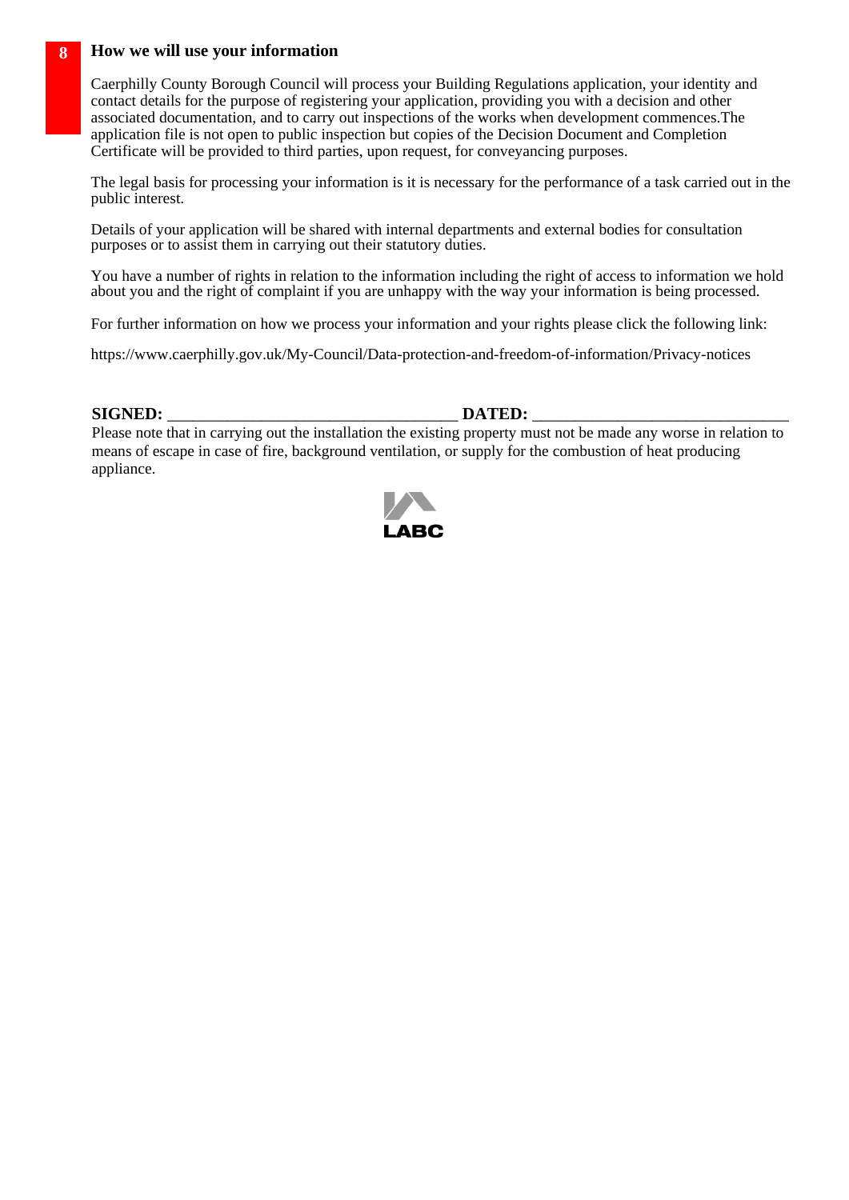## 8 How we will use your information

Caerphilly County Borough Council will process your Building Regulations application, your identity and contact details for the purpose of registering your application, providing you with a decision and other associated documentation, and to carry out inspections of the works when development commences.The application file is not open to public inspection but copies of the Decision Document and Completion Certificate will be provided to third parties, upon request, for conveyancing purposes.

The legal basis for processing your information is it is necessary for the performance of a task carried out in the public interest.

Details of your application will be shared with internal departments and external bodies for consultation purposes or to assist them in carrying out their statutory duties.

You have a number of rights in relation to the information including the right of access to information we hold about you and the right of complaint if you are unhappy with the way your information is being processed.

For further information on how we process your information and your rights please click the following link:

https://www.caerphilly.gov.uk/My-Council/Data-protection-and-freedom-of-information/Privacy-notices

**SIGNED:** __________________________________ **DATED:** ______________________________

Please note that in carrying out the installation the existing property must not be made any worse in relation to means of escape in case of fire, background ventilation, or supply for the combustion of heat producing appliance.

LABC